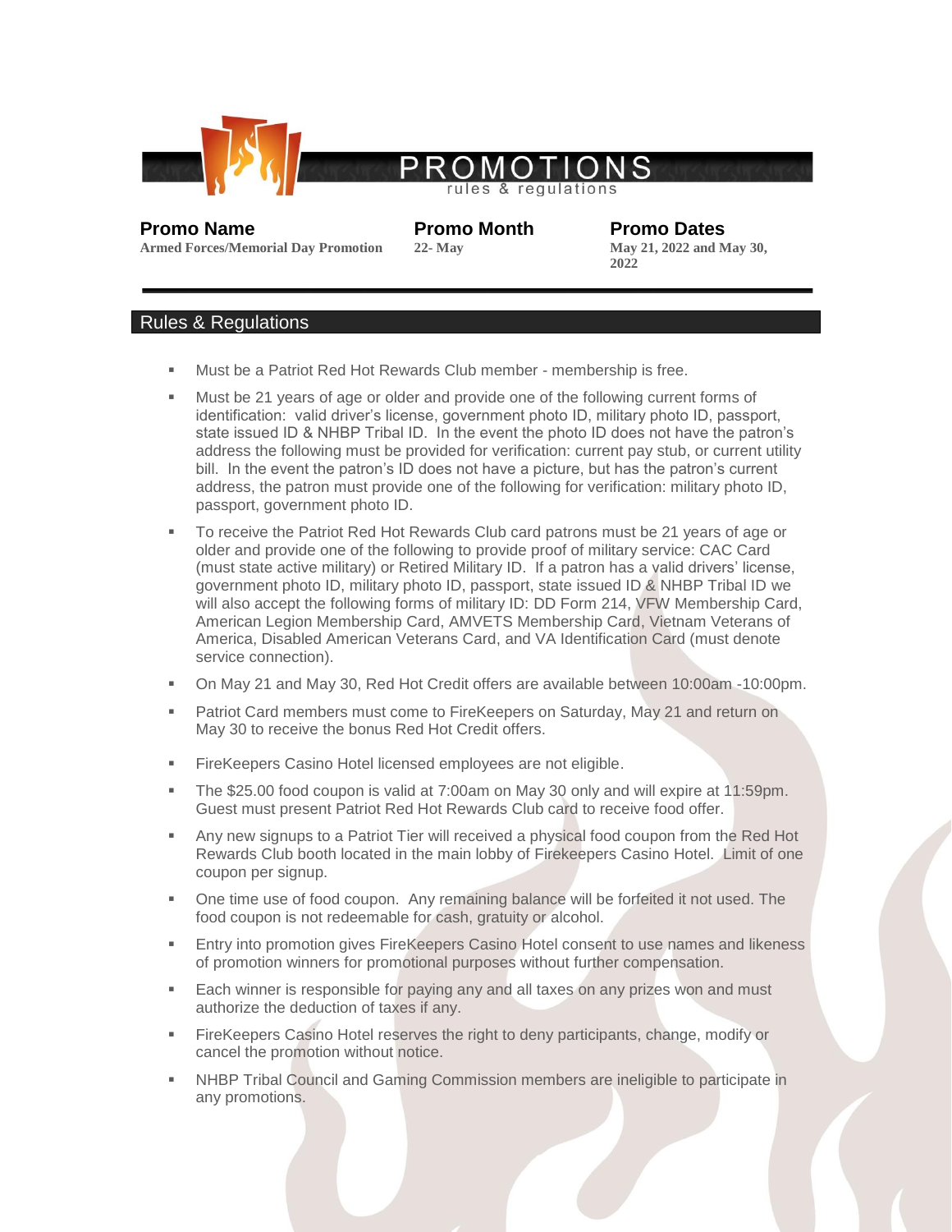# PROMOTIONS

rules & regulations

| Promo Name | Promo Month | Promo Dates |
|---|---|---|
| Armed Forces/Memorial Day Promotion | 22- May | May 21, 2022 and May 30, 2022 |

## Rules & Regulations

- Must be a Patriot Red Hot Rewards Club member - membership is free.
- Must be 21 years of age or older and provide one of the following current forms of identification: valid driver's license, government photo ID, military photo ID, passport, state issued ID & NHBP Tribal ID. In the event the photo ID does not have the patron's address the following must be provided for verification: current pay stub, or current utility bill. In the event the patron's ID does not have a picture, but has the patron's current address, the patron must provide one of the following for verification: military photo ID, passport, government photo ID.
- To receive the Patriot Red Hot Rewards Club card patrons must be 21 years of age or older and provide one of the following to provide proof of military service: CAC Card (must state active military) or Retired Military ID. If a patron has a valid drivers' license, government photo ID, military photo ID, passport, state issued ID & NHBP Tribal ID we will also accept the following forms of military ID: DD Form 214, VFW Membership Card, American Legion Membership Card, AMVETS Membership Card, Vietnam Veterans of America, Disabled American Veterans Card, and VA Identification Card (must denote service connection).
- On May 21 and May 30, Red Hot Credit offers are available between 10:00am -10:00pm.
- Patriot Card members must come to FireKeepers on Saturday, May 21 and return on May 30 to receive the bonus Red Hot Credit offers.
- FireKeepers Casino Hotel licensed employees are not eligible.
- The $25.00 food coupon is valid at 7:00am on May 30 only and will expire at 11:59pm. Guest must present Patriot Red Hot Rewards Club card to receive food offer.
- Any new signups to a Patriot Tier will received a physical food coupon from the Red Hot Rewards Club booth located in the main lobby of Firekeepers Casino Hotel. Limit of one coupon per signup.
- One time use of food coupon. Any remaining balance will be forfeited it not used. The food coupon is not redeemable for cash, gratuity or alcohol.
- Entry into promotion gives FireKeepers Casino Hotel consent to use names and likeness of promotion winners for promotional purposes without further compensation.
- Each winner is responsible for paying any and all taxes on any prizes won and must authorize the deduction of taxes if any.
- FireKeepers Casino Hotel reserves the right to deny participants, change, modify or cancel the promotion without notice.
- NHBP Tribal Council and Gaming Commission members are ineligible to participate in any promotions.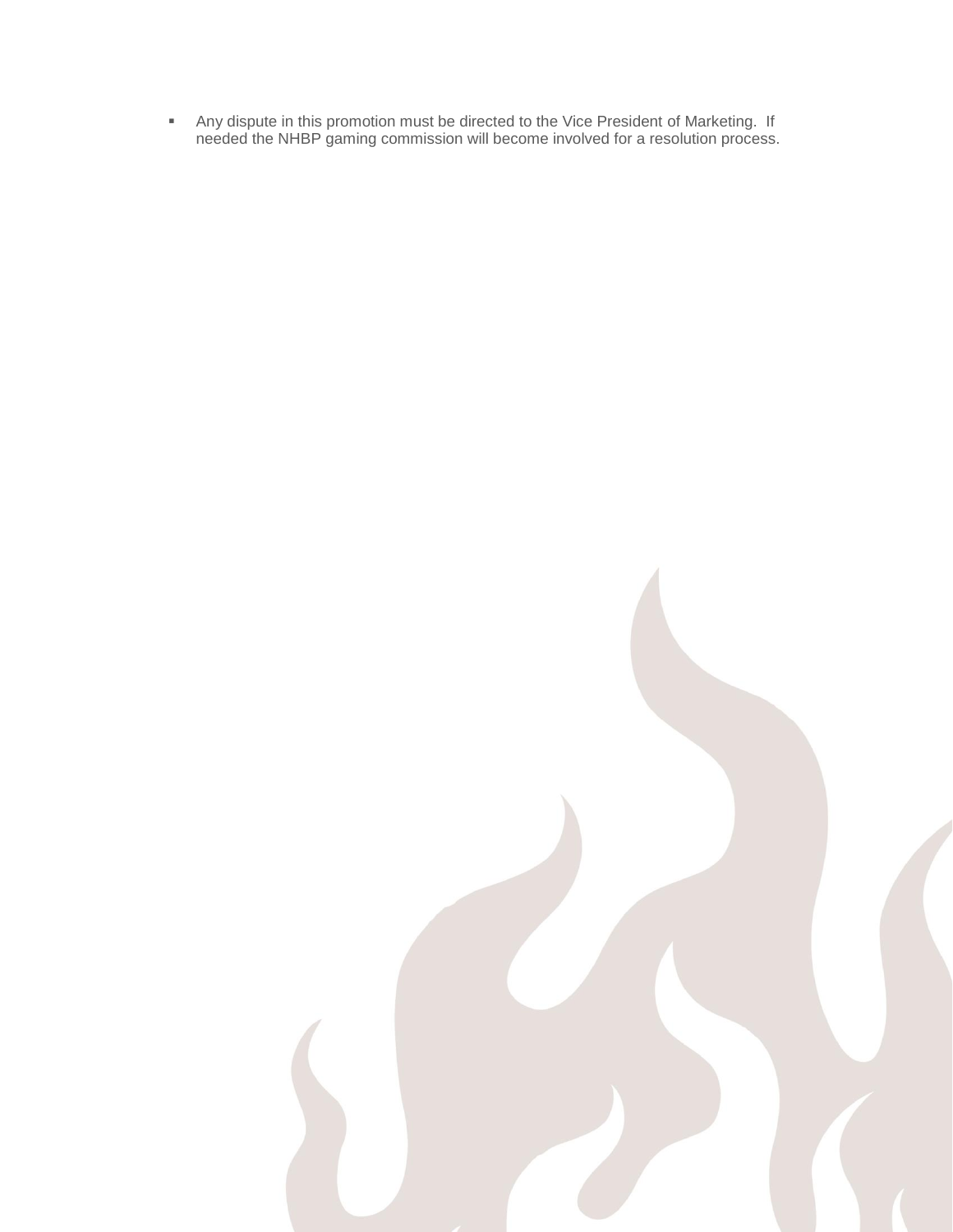- Any dispute in this promotion must be directed to the Vice President of Marketing. If needed the NHBP gaming commission will become involved for a resolution process.